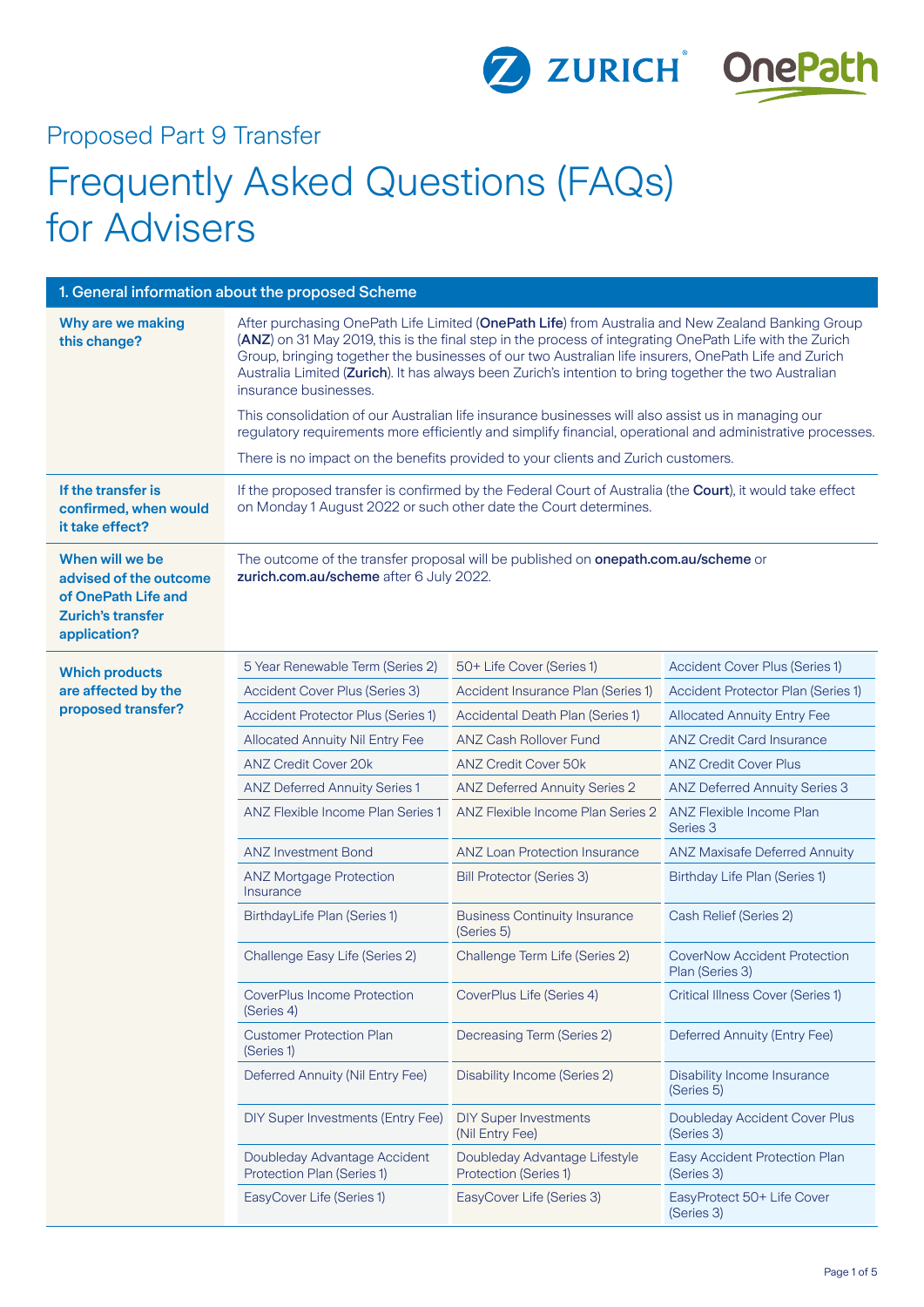Proposed Part 9 Transfer

# Frequently Asked Questions (FAQs) for Advisers

## 1. General information about the proposed Scheme

**Why are we making this change?**

After purchasing OnePath Life Limited (**OnePath Life**) from Australia and New Zealand Banking Group (**ANZ**) on 31 May 2019, this is the final step in the process of integrating OnePath Life with the Zurich Group, bringing together the businesses of our two Australian life insurers, OnePath Life and Zurich Australia Limited (**Zurich**). It has always been Zurich's intention to bring together the two Australian insurance businesses.

This consolidation of our Australian life insurance businesses will also assist us in managing our regulatory requirements more efficiently and simplify financial, operational and administrative processes.

There is no impact on the benefits provided to your clients and Zurich customers.

**If the transfer is confirmed, when would it take effect?**

If the proposed transfer is confirmed by the Federal Court of Australia (the **Court**), it would take effect on Monday 1 August 2022 or such other date the Court determines.

**When will we be advised of the outcome of OnePath Life and Zurich's transfer application?**

The outcome of the transfer proposal will be published on **onepath.com.au/scheme** or **zurich.com.au/scheme** after 6 July 2022.

**Which products are affected by the proposed transfer?**

| | | |
|---|---|---|
| 5 Year Renewable Term (Series 2) | 50+ Life Cover (Series 1) | Accident Cover Plus (Series 1) |
| Accident Cover Plus (Series 3) | Accident Insurance Plan (Series 1) | Accident Protector Plan (Series 1) |
| Accident Protector Plus (Series 1) | Accidental Death Plan (Series 1) | Allocated Annuity Entry Fee |
| Allocated Annuity Nil Entry Fee | ANZ Cash Rollover Fund | ANZ Credit Card Insurance |
| ANZ Credit Cover 20k | ANZ Credit Cover 50k | ANZ Credit Cover Plus |
| ANZ Deferred Annuity Series 1 | ANZ Deferred Annuity Series 2 | ANZ Deferred Annuity Series 3 |
| ANZ Flexible Income Plan Series 1 | ANZ Flexible Income Plan Series 2 | ANZ Flexible Income Plan Series 3 |
| ANZ Investment Bond | ANZ Loan Protection Insurance | ANZ Maxisafe Deferred Annuity |
| ANZ Mortgage Protection Insurance | Bill Protector (Series 3) | Birthday Life Plan (Series 1) |
| BirthdayLife Plan (Series 1) | Business Continuity Insurance (Series 5) | Cash Relief (Series 2) |
| Challenge Easy Life (Series 2) | Challenge Term Life (Series 2) | CoverNow Accident Protection Plan (Series 3) |
| CoverPlus Income Protection (Series 4) | CoverPlus Life (Series 4) | Critical Illness Cover (Series 1) |
| Customer Protection Plan (Series 1) | Decreasing Term (Series 2) | Deferred Annuity (Entry Fee) |
| Deferred Annuity (Nil Entry Fee) | Disability Income (Series 2) | Disability Income Insurance (Series 5) |
| DIY Super Investments (Entry Fee) | DIY Super Investments (Nil Entry Fee) | Doubleday Accident Cover Plus (Series 3) |
| Doubleday Advantage Accident Protection Plan (Series 1) | Doubleday Advantage Lifestyle Protection (Series 1) | Easy Accident Protection Plan (Series 3) |
| EasyCover Life (Series 1) | EasyCover Life (Series 3) | EasyProtect 50+ Life Cover (Series 3) |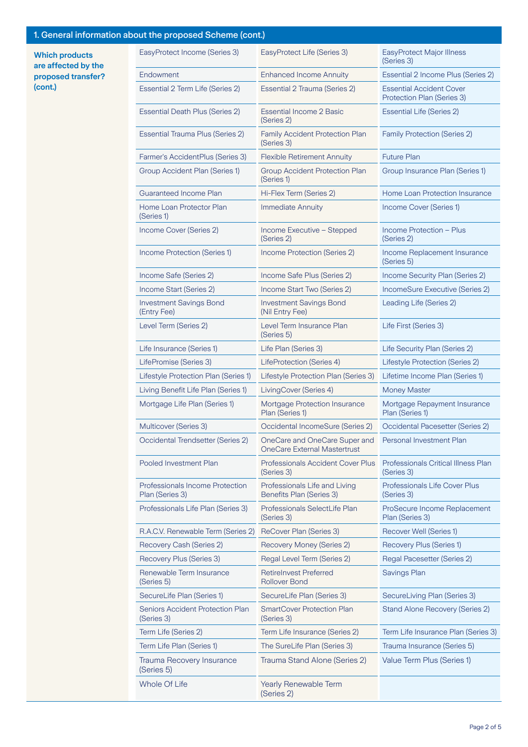## 1. General information about the proposed Scheme (cont.)

**Which products are affected by the proposed transfer? (cont.)**

| | | |
|---|---|---|
| EasyProtect Income (Series 3) | EasyProtect Life (Series 3) | EasyProtect Major Illness (Series 3) |
| Endowment | Enhanced Income Annuity | Essential 2 Income Plus (Series 2) |
| Essential 2 Term Life (Series 2) | Essential 2 Trauma (Series 2) | Essential Accident Cover Protection Plan (Series 3) |
| Essential Death Plus (Series 2) | Essential Income 2 Basic (Series 2) | Essential Life (Series 2) |
| Essential Trauma Plus (Series 2) | Family Accident Protection Plan (Series 3) | Family Protection (Series 2) |
| Farmer's AccidentPlus (Series 3) | Flexible Retirement Annuity | Future Plan |
| Group Accident Plan (Series 1) | Group Accident Protection Plan (Series 1) | Group Insurance Plan (Series 1) |
| Guaranteed Income Plan | Hi-Flex Term (Series 2) | Home Loan Protection Insurance |
| Home Loan Protector Plan (Series 1) | Immediate Annuity | Income Cover (Series 1) |
| Income Cover (Series 2) | Income Executive – Stepped (Series 2) | Income Protection – Plus (Series 2) |
| Income Protection (Series 1) | Income Protection (Series 2) | Income Replacement Insurance (Series 5) |
| Income Safe (Series 2) | Income Safe Plus (Series 2) | Income Security Plan (Series 2) |
| Income Start (Series 2) | Income Start Two (Series 2) | IncomeSure Executive (Series 2) |
| Investment Savings Bond (Entry Fee) | Investment Savings Bond (Nil Entry Fee) | Leading Life (Series 2) |
| Level Term (Series 2) | Level Term Insurance Plan (Series 5) | Life First (Series 3) |
| Life Insurance (Series 1) | Life Plan (Series 3) | Life Security Plan (Series 2) |
| LifePromise (Series 3) | LifeProtection (Series 4) | Lifestyle Protection (Series 2) |
| Lifestyle Protection Plan (Series 1) | Lifestyle Protection Plan (Series 3) | Lifetime Income Plan (Series 1) |
| Living Benefit Life Plan (Series 1) | LivingCover (Series 4) | Money Master |
| Mortgage Life Plan (Series 1) | Mortgage Protection Insurance Plan (Series 1) | Mortgage Repayment Insurance Plan (Series 1) |
| Multicover (Series 3) | Occidental IncomeSure (Series 2) | Occidental Pacesetter (Series 2) |
| Occidental Trendsetter (Series 2) | OneCare and OneCare Super and OneCare External Mastertrust | Personal Investment Plan |
| Pooled Investment Plan | Professionals Accident Cover Plus (Series 3) | Professionals Critical Illness Plan (Series 3) |
| Professionals Income Protection Plan (Series 3) | Professionals Life and Living Benefits Plan (Series 3) | Professionals Life Cover Plus (Series 3) |
| Professionals Life Plan (Series 3) | Professionals SelectLife Plan (Series 3) | ProSecure Income Replacement Plan (Series 3) |
| R.A.C.V. Renewable Term (Series 2) | ReCover Plan (Series 3) | Recover Well (Series 1) |
| Recovery Cash (Series 2) | Recovery Money (Series 2) | Recovery Plus (Series 1) |
| Recovery Plus (Series 3) | Regal Level Term (Series 2) | Regal Pacesetter (Series 2) |
| Renewable Term Insurance (Series 5) | RetireInvest Preferred Rollover Bond | Savings Plan |
| SecureLife Plan (Series 1) | SecureLife Plan (Series 3) | SecureLiving Plan (Series 3) |
| Seniors Accident Protection Plan (Series 3) | SmartCover Protection Plan (Series 3) | Stand Alone Recovery (Series 2) |
| Term Life (Series 2) | Term Life Insurance (Series 2) | Term Life Insurance Plan (Series 3) |
| Term Life Plan (Series 1) | The SureLife Plan (Series 3) | Trauma Insurance (Series 5) |
| Trauma Recovery Insurance (Series 5) | Trauma Stand Alone (Series 2) | Value Term Plus (Series 1) |
| Whole Of Life | Yearly Renewable Term (Series 2) | |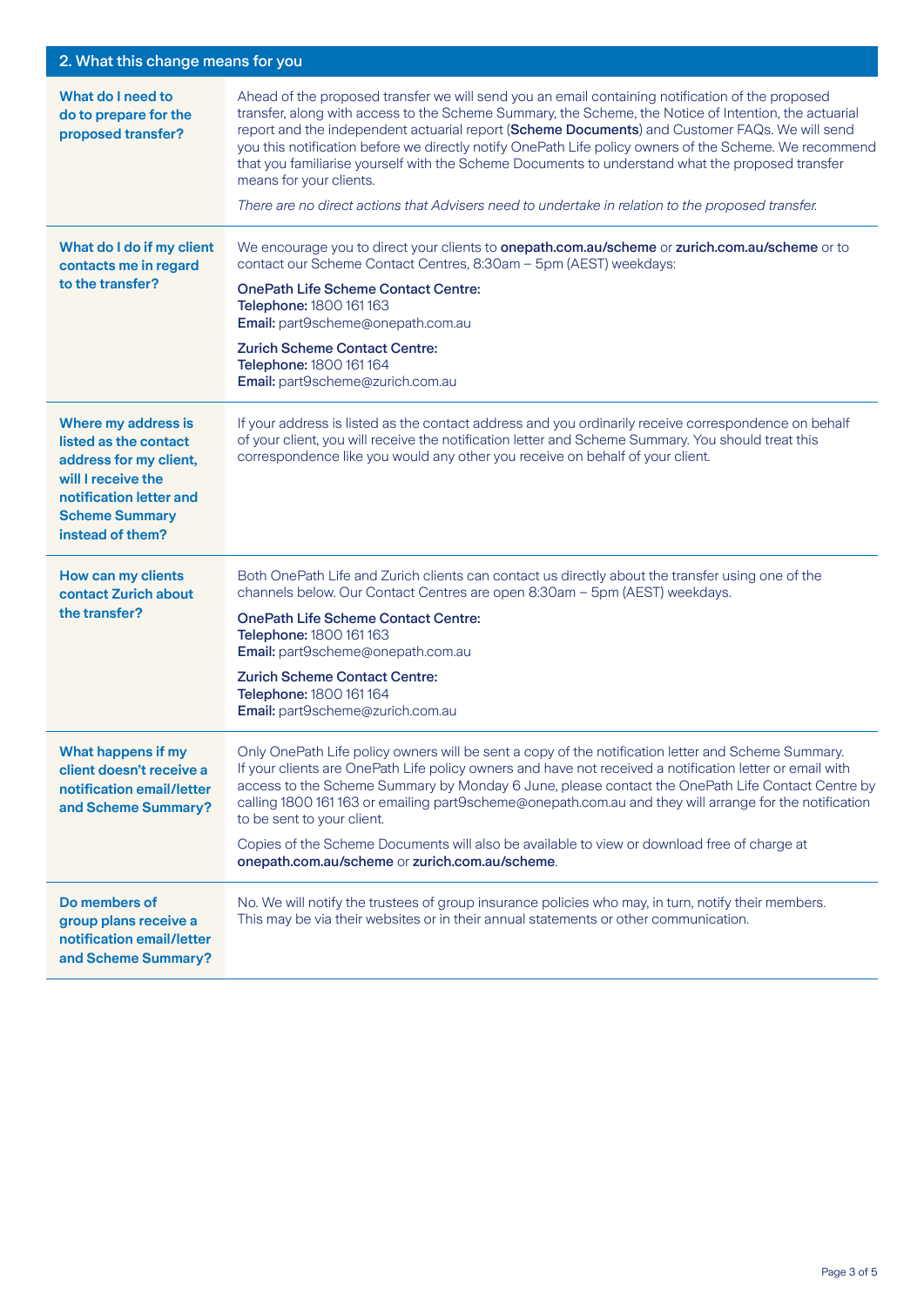## 2. What this change means for you

| Question | Answer |
|---|---|
| **What do I need to do to prepare for the proposed transfer?** | Ahead of the proposed transfer we will send you an email containing notification of the proposed transfer, along with access to the Scheme Summary, the Scheme, the Notice of Intention, the actuarial report and the independent actuarial report (**Scheme Documents**) and Customer FAQs. We will send you this notification before we directly notify OnePath Life policy owners of the Scheme. We recommend that you familiarise yourself with the Scheme Documents to understand what the proposed transfer means for your clients.<br><br>*There are no direct actions that Advisers need to undertake in relation to the proposed transfer.* |
| **What do I do if my client contacts me in regard to the transfer?** | We encourage you to direct your clients to **onepath.com.au/scheme** or **zurich.com.au/scheme** or to contact our Scheme Contact Centres, 8:30am – 5pm (AEST) weekdays:<br><br>**OnePath Life Scheme Contact Centre:**<br>**Telephone:** 1800 161 163<br>**Email:** part9scheme@onepath.com.au<br><br>**Zurich Scheme Contact Centre:**<br>**Telephone:** 1800 161 164<br>**Email:** part9scheme@zurich.com.au |
| **Where my address is listed as the contact address for my client, will I receive the notification letter and Scheme Summary instead of them?** | If your address is listed as the contact address and you ordinarily receive correspondence on behalf of your client, you will receive the notification letter and Scheme Summary. You should treat this correspondence like you would any other you receive on behalf of your client. |
| **How can my clients contact Zurich about the transfer?** | Both OnePath Life and Zurich clients can contact us directly about the transfer using one of the channels below. Our Contact Centres are open 8:30am – 5pm (AEST) weekdays.<br><br>**OnePath Life Scheme Contact Centre:**<br>**Telephone:** 1800 161 163<br>**Email:** part9scheme@onepath.com.au<br><br>**Zurich Scheme Contact Centre:**<br>**Telephone:** 1800 161 164<br>**Email:** part9scheme@zurich.com.au |
| **What happens if my client doesn't receive a notification email/letter and Scheme Summary?** | Only OnePath Life policy owners will be sent a copy of the notification letter and Scheme Summary. If your clients are OnePath Life policy owners and have not received a notification letter or email with access to the Scheme Summary by Monday 6 June, please contact the OnePath Life Contact Centre by calling 1800 161 163 or emailing part9scheme@onepath.com.au and they will arrange for the notification to be sent to your client.<br><br>Copies of the Scheme Documents will also be available to view or download free of charge at **onepath.com.au/scheme** or **zurich.com.au/scheme**. |
| **Do members of group plans receive a notification email/letter and Scheme Summary?** | No. We will notify the trustees of group insurance policies who may, in turn, notify their members. This may be via their websites or in their annual statements or other communication. |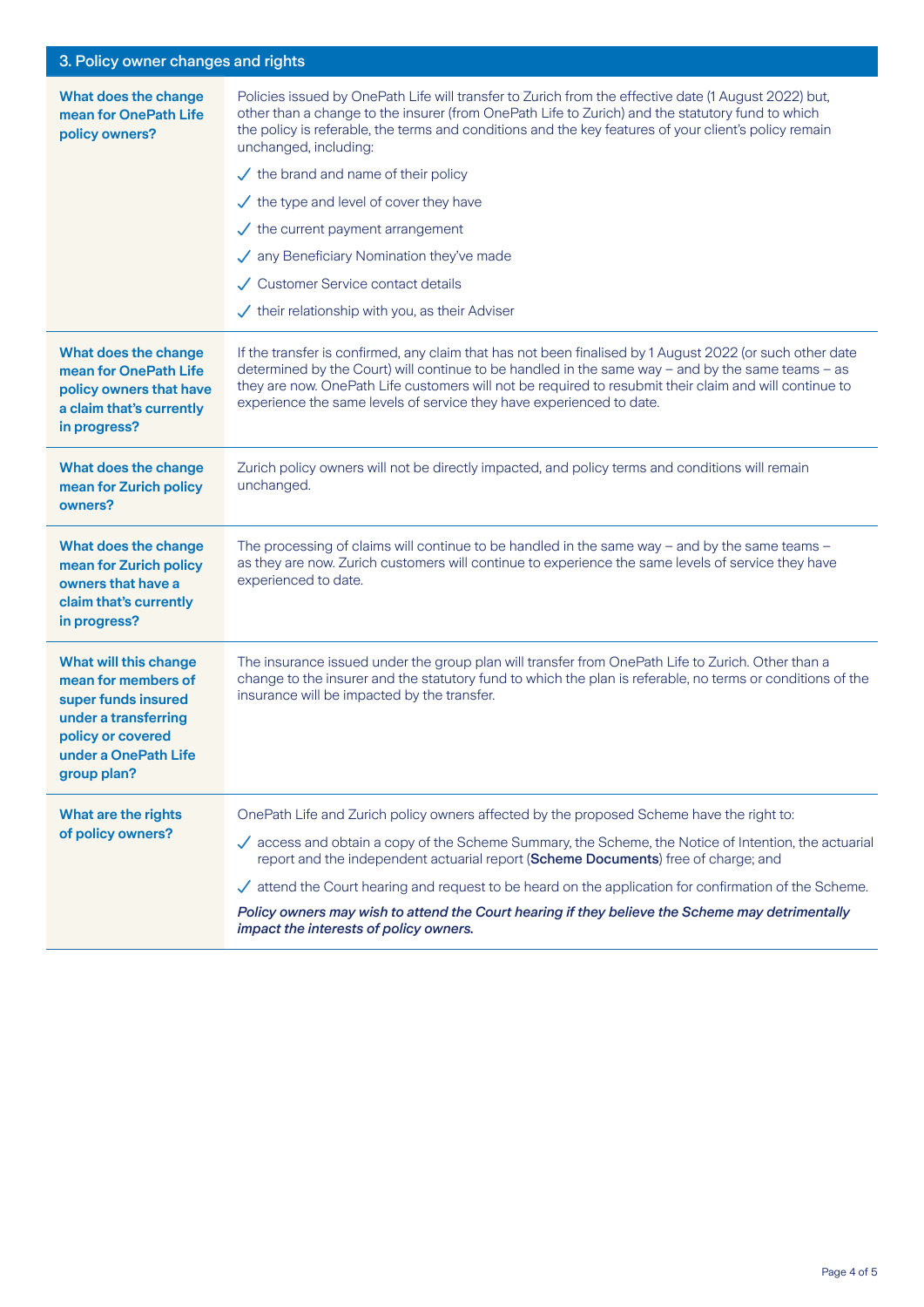## 3. Policy owner changes and rights

| Question | Answer |
|---|---|
| **What does the change mean for OnePath Life policy owners?** | Policies issued by OnePath Life will transfer to Zurich from the effective date (1 August 2022) but, other than a change to the insurer (from OnePath Life to Zurich) and the statutory fund to which the policy is referable, the terms and conditions and the key features of your client's policy remain unchanged, including:<br>✓ the brand and name of their policy<br>✓ the type and level of cover they have<br>✓ the current payment arrangement<br>✓ any Beneficiary Nomination they've made<br>✓ Customer Service contact details<br>✓ their relationship with you, as their Adviser |
| **What does the change mean for OnePath Life policy owners that have a claim that's currently in progress?** | If the transfer is confirmed, any claim that has not been finalised by 1 August 2022 (or such other date determined by the Court) will continue to be handled in the same way – and by the same teams – as they are now. OnePath Life customers will not be required to resubmit their claim and will continue to experience the same levels of service they have experienced to date. |
| **What does the change mean for Zurich policy owners?** | Zurich policy owners will not be directly impacted, and policy terms and conditions will remain unchanged. |
| **What does the change mean for Zurich policy owners that have a claim that's currently in progress?** | The processing of claims will continue to be handled in the same way – and by the same teams – as they are now. Zurich customers will continue to experience the same levels of service they have experienced to date. |
| **What will this change mean for members of super funds insured under a transferring policy or covered under a OnePath Life group plan?** | The insurance issued under the group plan will transfer from OnePath Life to Zurich. Other than a change to the insurer and the statutory fund to which the plan is referable, no terms or conditions of the insurance will be impacted by the transfer. |
| **What are the rights of policy owners?** | OnePath Life and Zurich policy owners affected by the proposed Scheme have the right to:<br>✓ access and obtain a copy of the Scheme Summary, the Scheme, the Notice of Intention, the actuarial report and the independent actuarial report (**Scheme Documents**) free of charge; and<br>✓ attend the Court hearing and request to be heard on the application for confirmation of the Scheme.<br>***Policy owners may wish to attend the Court hearing if they believe the Scheme may detrimentally impact the interests of policy owners.*** |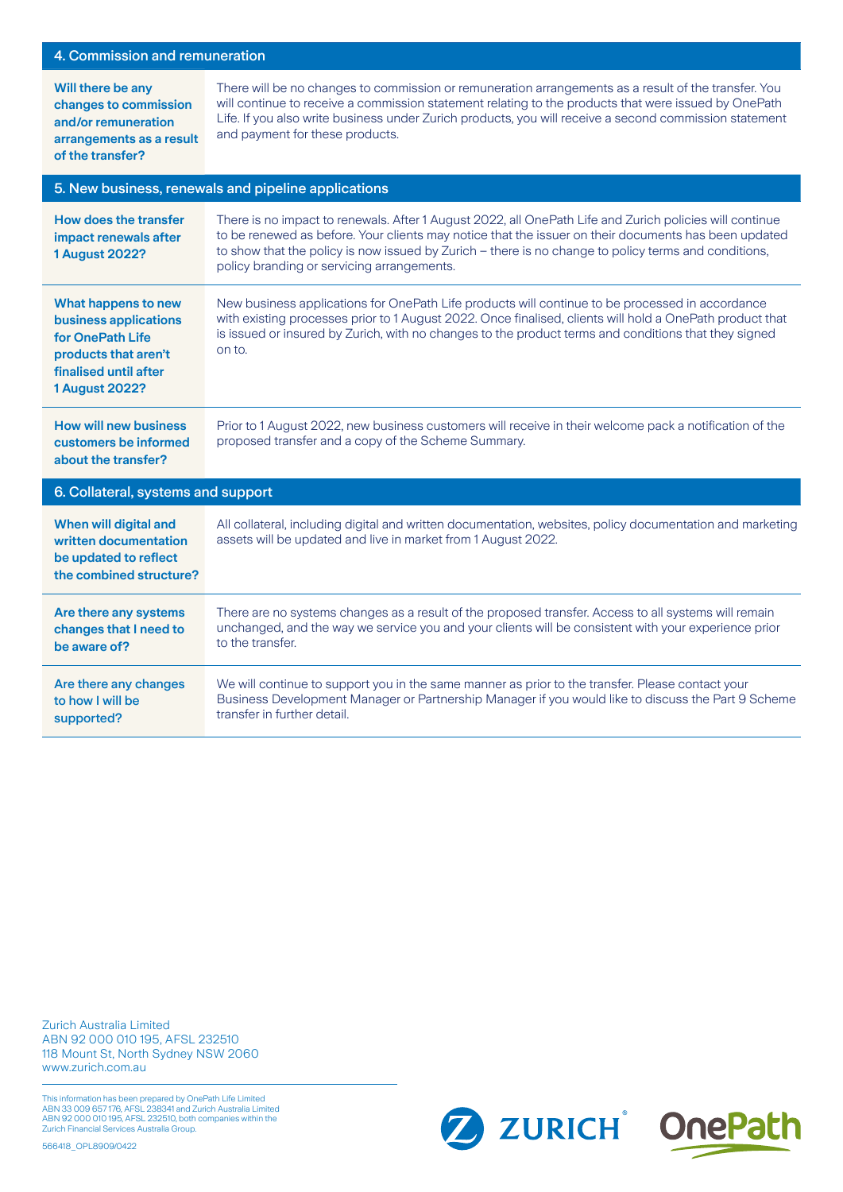## 4. Commission and remuneration

| | |
|---|---|
| **Will there be any changes to commission and/or remuneration arrangements as a result of the transfer?** | There will be no changes to commission or remuneration arrangements as a result of the transfer. You will continue to receive a commission statement relating to the products that were issued by OnePath Life. If you also write business under Zurich products, you will receive a second commission statement and payment for these products. |

## 5. New business, renewals and pipeline applications

| | |
|---|---|
| **How does the transfer impact renewals after 1 August 2022?** | There is no impact to renewals. After 1 August 2022, all OnePath Life and Zurich policies will continue to be renewed as before. Your clients may notice that the issuer on their documents has been updated to show that the policy is now issued by Zurich – there is no change to policy terms and conditions, policy branding or servicing arrangements. |
| **What happens to new business applications for OnePath Life products that aren't finalised until after 1 August 2022?** | New business applications for OnePath Life products will continue to be processed in accordance with existing processes prior to 1 August 2022. Once finalised, clients will hold a OnePath product that is issued or insured by Zurich, with no changes to the product terms and conditions that they signed on to. |
| **How will new business customers be informed about the transfer?** | Prior to 1 August 2022, new business customers will receive in their welcome pack a notification of the proposed transfer and a copy of the Scheme Summary. |

## 6. Collateral, systems and support

| | |
|---|---|
| **When will digital and written documentation be updated to reflect the combined structure?** | All collateral, including digital and written documentation, websites, policy documentation and marketing assets will be updated and live in market from 1 August 2022. |
| **Are there any systems changes that I need to be aware of?** | There are no systems changes as a result of the proposed transfer. Access to all systems will remain unchanged, and the way we service you and your clients will be consistent with your experience prior to the transfer. |
| **Are there any changes to how I will be supported?** | We will continue to support you in the same manner as prior to the transfer. Please contact your Business Development Manager or Partnership Manager if you would like to discuss the Part 9 Scheme transfer in further detail. |

Zurich Australia Limited
ABN 92 000 010 195, AFSL 232510
118 Mount St, North Sydney NSW 2060
www.zurich.com.au

This information has been prepared by OnePath Life Limited ABN 33 009 657 176, AFSL 238341 and Zurich Australia Limited ABN 92 000 010 195, AFSL 232510, both companies within the Zurich Financial Services Australia Group.

566418_OPL8909/0422

ZURICH® OnePath